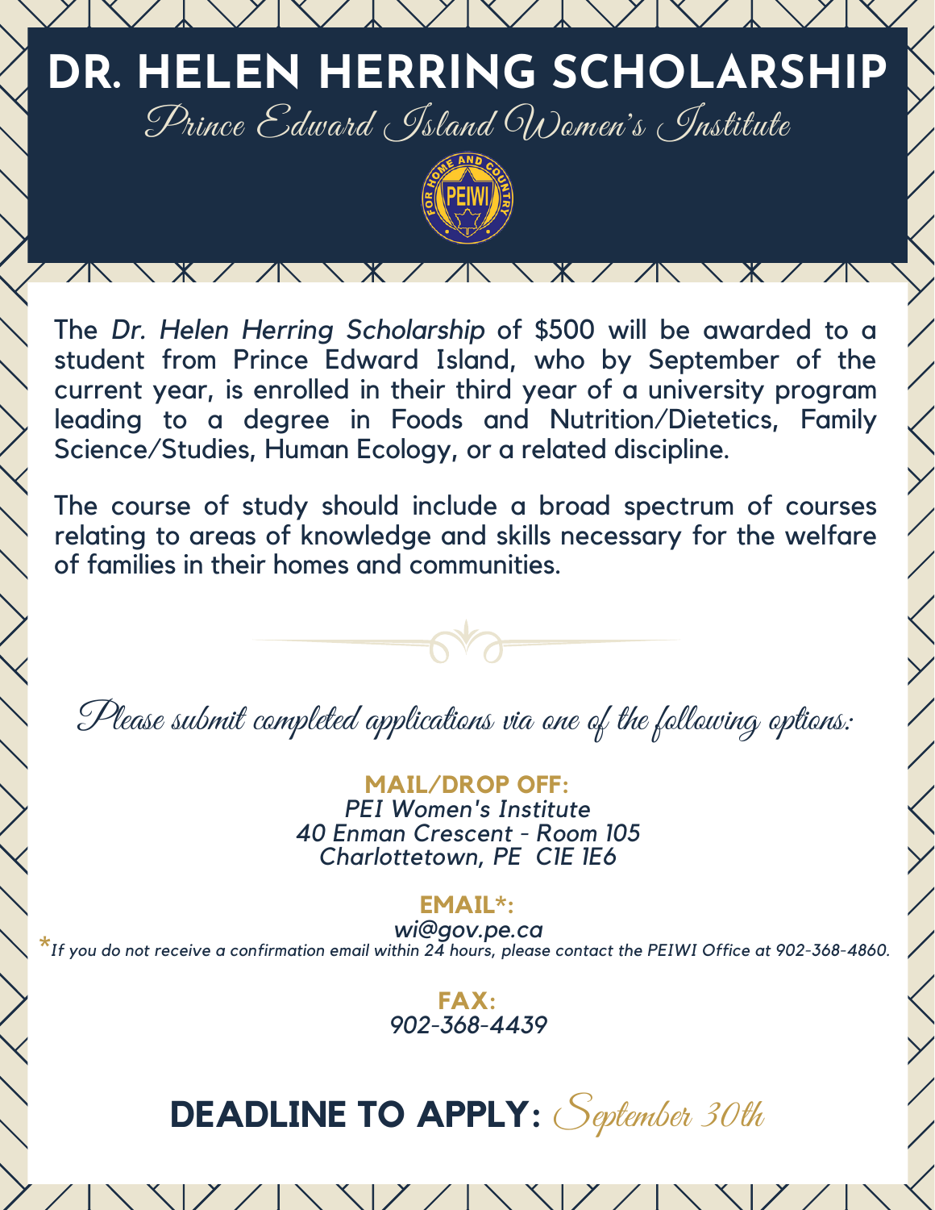# DR. HELEN HERRING SCHOLARSHIP

## Prince Edward Island Women's Institute

FOR HOME AND COUNTRY
PEIWI

The *Dr. Helen Herring Scholarship* of $500 will be awarded to a student from Prince Edward Island, who by September of the current year, is enrolled in their third year of a university program leading to a degree in Foods and Nutrition/Dietetics, Family Science/Studies, Human Ecology, or a related discipline.

The course of study should include a broad spectrum of courses relating to areas of knowledge and skills necessary for the welfare of families in their homes and communities.

*Please submit completed applications via one of the following options:*

**MAIL/DROP OFF:**
*PEI Women's Institute*
*40 Enman Crescent - Room 105*
*Charlottetown, PE  C1E 1E6*

**EMAIL*:**
*wi@gov.pe.ca*
**If you do not receive a confirmation email within 24 hours, please contact the PEIWI Office at 902-368-4860.*

**FAX:**
*902-368-4439*

## DEADLINE TO APPLY: *September 30th*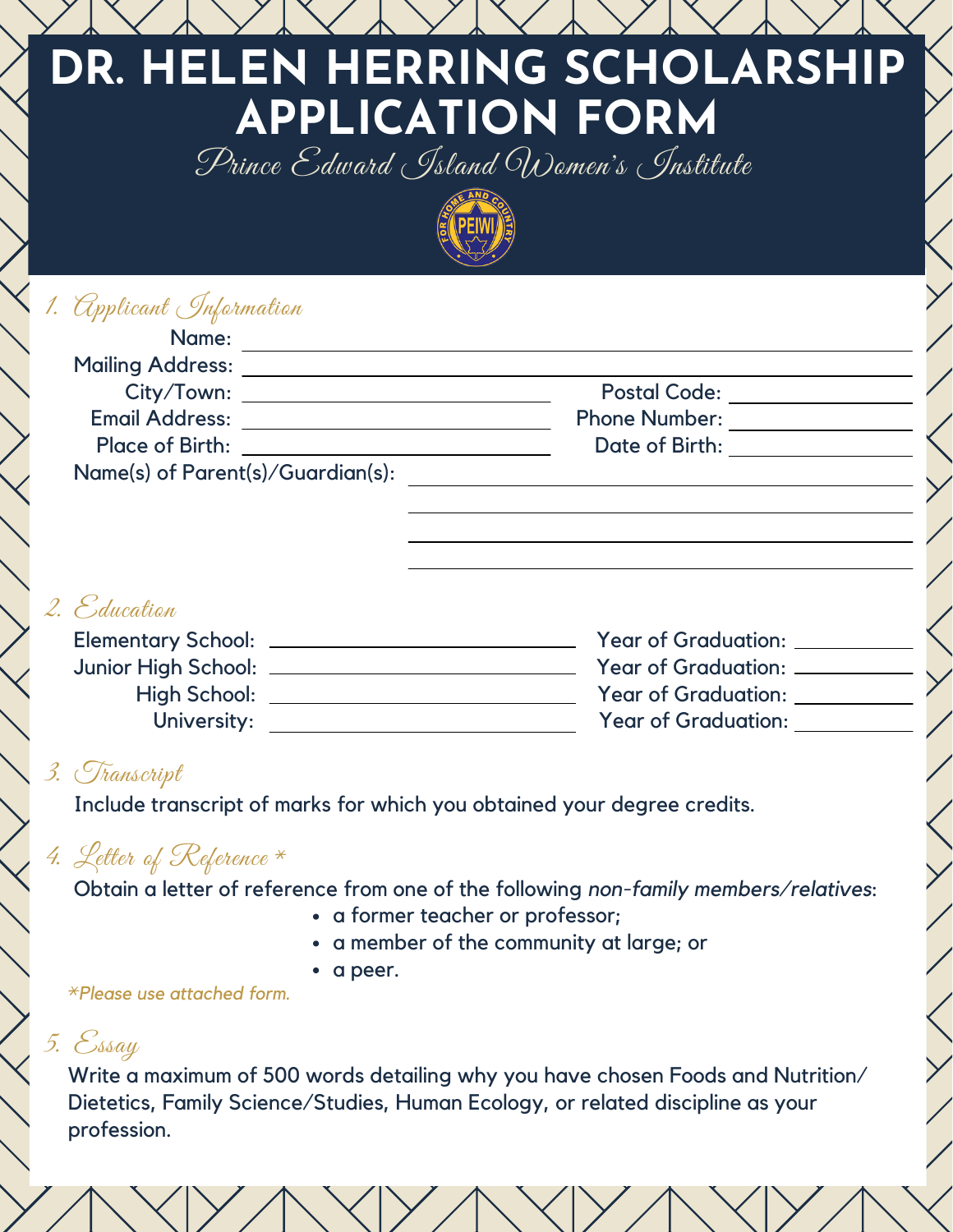# DR. HELEN HERRING SCHOLARSHIP APPLICATION FORM

*Prince Edward Island Women's Institute*

## 1. Applicant Information

Name: ______________________________

Mailing Address: ______________________________

City/Town: ____________________ Postal Code: __________

Email Address: ____________________ Phone Number: __________

Place of Birth: ____________________ Date of Birth: __________

Name(s) of Parent(s)/Guardian(s): ______________________________

______________________________

______________________________

______________________________

## 2. Education

Elementary School: ____________________ Year of Graduation: __________

Junior High School: ____________________ Year of Graduation: __________

High School: ____________________ Year of Graduation: __________

University: ____________________ Year of Graduation: __________

## 3. Transcript

Include transcript of marks for which you obtained your degree credits.

## 4. Letter of Reference *

Obtain a letter of reference from one of the following *non-family members/relatives*:

- a former teacher or professor;
- a member of the community at large; or
- a peer.

*\*Please use attached form.*

## 5. Essay

Write a maximum of 500 words detailing why you have chosen Foods and Nutrition/ Dietetics, Family Science/Studies, Human Ecology, or related discipline as your profession.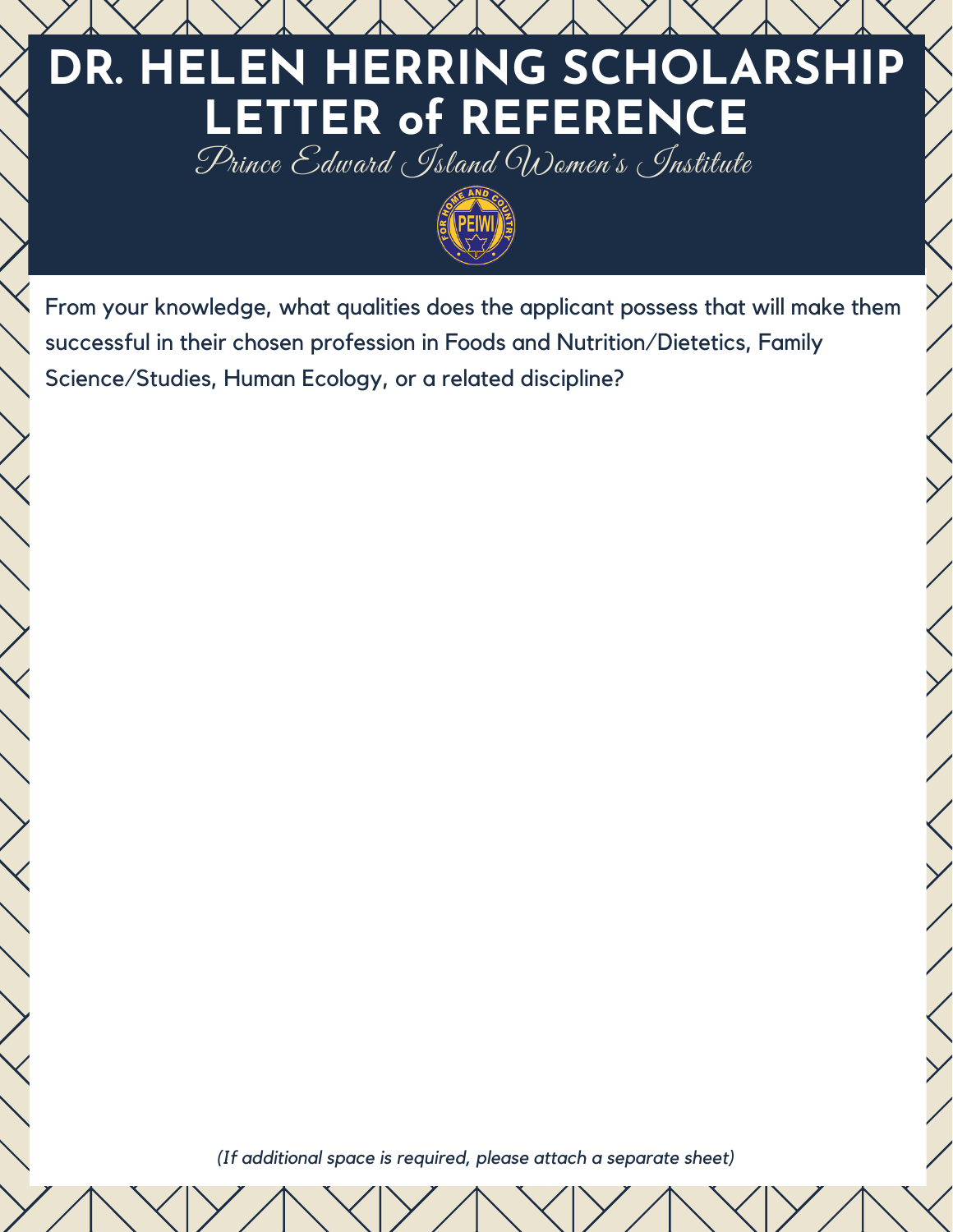# DR. HELEN HERRING SCHOLARSHIP LETTER of REFERENCE

*Prince Edward Island Women's Institute*

From your knowledge, what qualities does the applicant possess that will make them successful in their chosen profession in Foods and Nutrition/Dietetics, Family Science/Studies, Human Ecology, or a related discipline?

*(If additional space is required, please attach a separate sheet)*